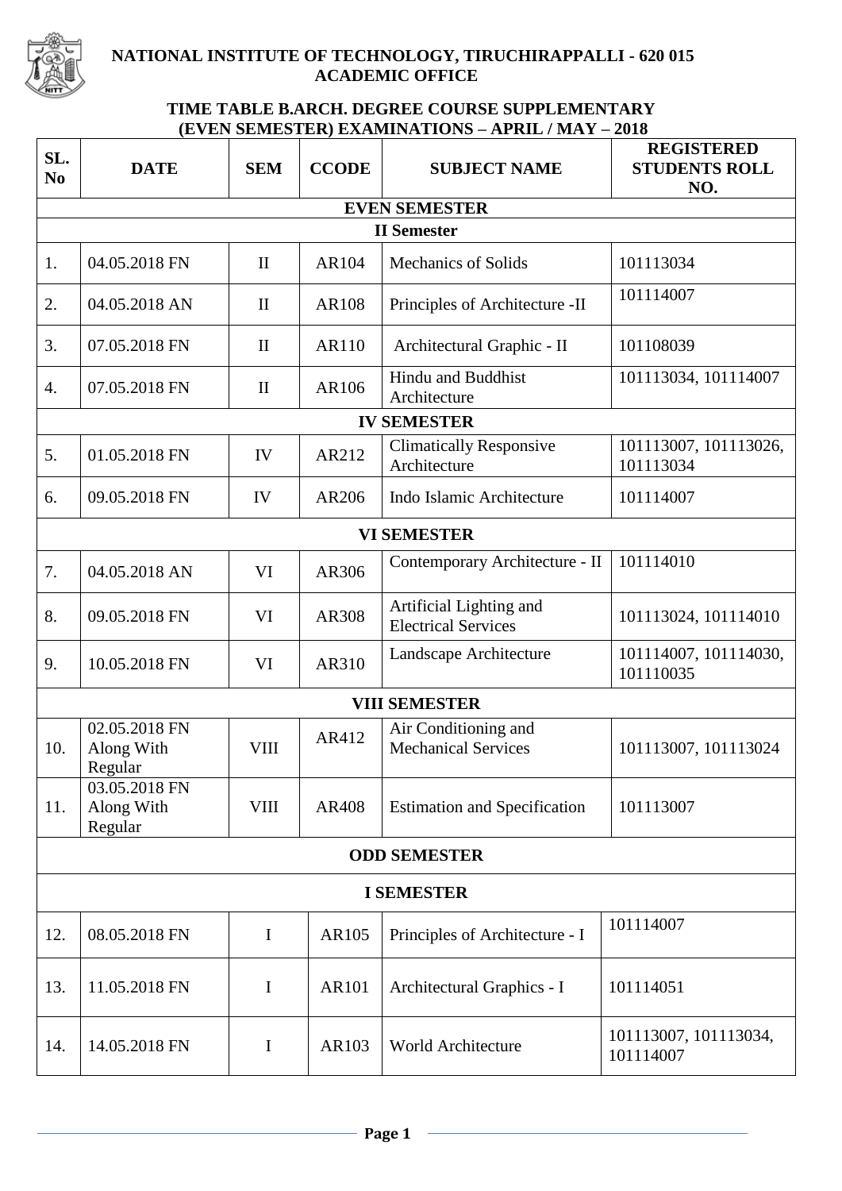**NATIONAL INSTITUTE OF TECHNOLOGY, TIRUCHIRAPPALLI - 620 015**
**ACADEMIC OFFICE**

## TIME TABLE B.ARCH. DEGREE COURSE SUPPLEMENTARY (EVEN SEMESTER) EXAMINATIONS – APRIL / MAY – 2018

| SL. No | DATE | SEM | CCODE | SUBJECT NAME | REGISTERED STUDENTS ROLL NO. |
|---|---|---|---|---|---|
| **EVEN SEMESTER** | | | | | |
| **II Semester** | | | | | |
| 1. | 04.05.2018 FN | II | AR104 | Mechanics of Solids | 101113034 |
| 2. | 04.05.2018 AN | II | AR108 | Principles of Architecture -II | 101114007 |
| 3. | 07.05.2018 FN | II | AR110 | Architectural Graphic - II | 101108039 |
| 4. | 07.05.2018 FN | II | AR106 | Hindu and Buddhist Architecture | 101113034, 101114007 |
| **IV SEMESTER** | | | | | |
| 5. | 01.05.2018 FN | IV | AR212 | Climatically Responsive Architecture | 101113007, 101113026, 101113034 |
| 6. | 09.05.2018 FN | IV | AR206 | Indo Islamic Architecture | 101114007 |
| **VI SEMESTER** | | | | | |
| 7. | 04.05.2018 AN | VI | AR306 | Contemporary Architecture - II | 101114010 |
| 8. | 09.05.2018 FN | VI | AR308 | Artificial Lighting and Electrical Services | 101113024, 101114010 |
| 9. | 10.05.2018 FN | VI | AR310 | Landscape Architecture | 101114007, 101114030, 101110035 |
| **VIII SEMESTER** | | | | | |
| 10. | 02.05.2018 FN Along With Regular | VIII | AR412 | Air Conditioning and Mechanical Services | 101113007, 101113024 |
| 11. | 03.05.2018 FN Along With Regular | VIII | AR408 | Estimation and Specification | 101113007 |
| **ODD SEMESTER** | | | | | |
| **I SEMESTER** | | | | | |
| 12. | 08.05.2018 FN | I | AR105 | Principles of Architecture - I | 101114007 |
| 13. | 11.05.2018 FN | I | AR101 | Architectural Graphics - I | 101114051 |
| 14. | 14.05.2018 FN | I | AR103 | World Architecture | 101113007, 101113034, 101114007 |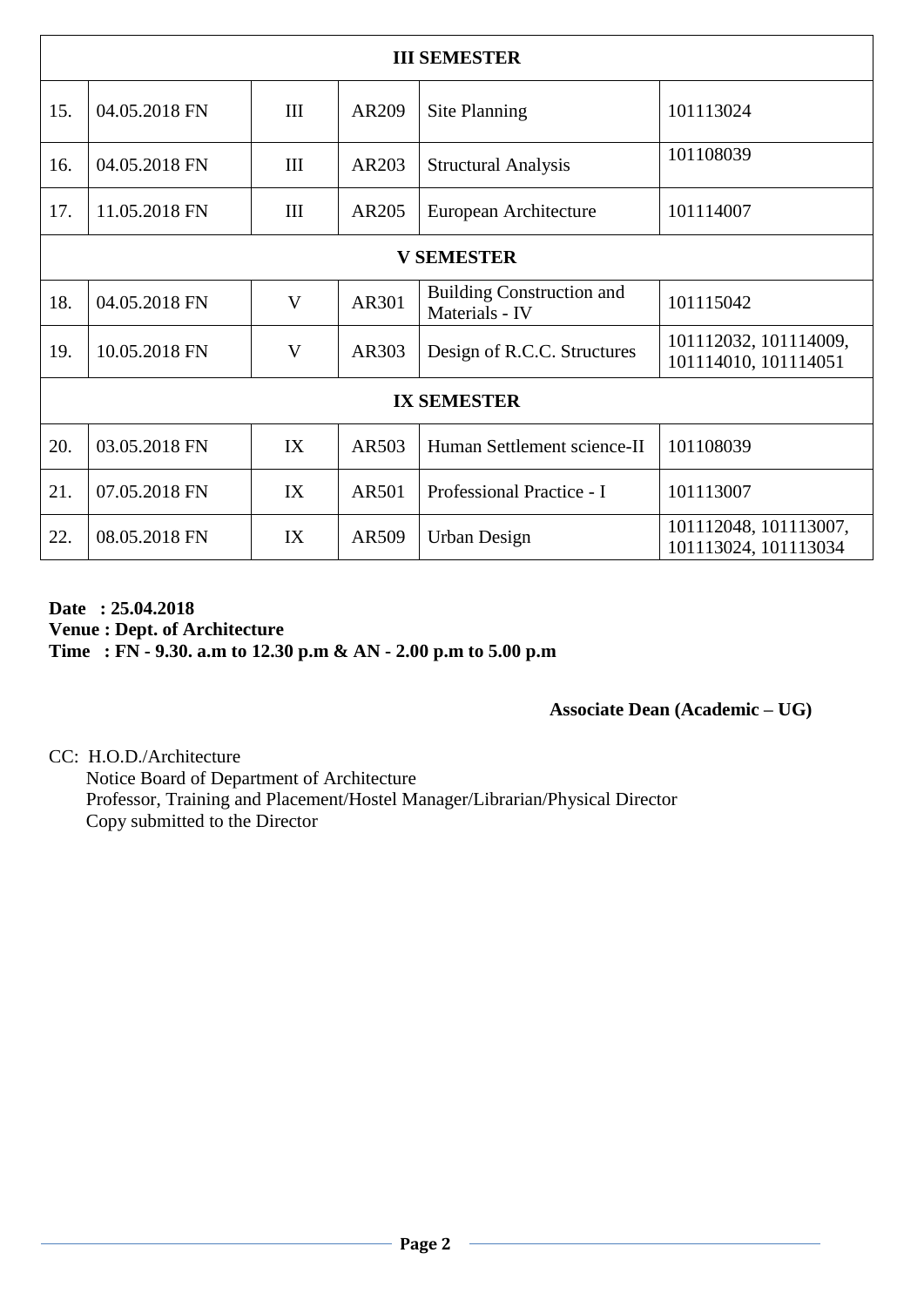| | | | | | |
|---|---|---|---|---|---|
| **III SEMESTER** | | | | | |
| 15. | 04.05.2018 FN | III | AR209 | Site Planning | 101113024 |
| 16. | 04.05.2018 FN | III | AR203 | Structural Analysis | 101108039 |
| 17. | 11.05.2018 FN | III | AR205 | European Architecture | 101114007 |
| **V SEMESTER** | | | | | |
| 18. | 04.05.2018 FN | V | AR301 | Building Construction and Materials - IV | 101115042 |
| 19. | 10.05.2018 FN | V | AR303 | Design of R.C.C. Structures | 101112032, 101114009, 101114010, 101114051 |
| **IX SEMESTER** | | | | | |
| 20. | 03.05.2018 FN | IX | AR503 | Human Settlement science-II | 101108039 |
| 21. | 07.05.2018 FN | IX | AR501 | Professional Practice - I | 101113007 |
| 22. | 08.05.2018 FN | IX | AR509 | Urban Design | 101112048, 101113007, 101113024, 101113034 |

**Date : 25.04.2018**
**Venue : Dept. of Architecture**
**Time : FN - 9.30. a.m to 12.30 p.m & AN - 2.00 p.m to 5.00 p.m**

**Associate Dean (Academic – UG)**

CC: H.O.D./Architecture
Notice Board of Department of Architecture
Professor, Training and Placement/Hostel Manager/Librarian/Physical Director
Copy submitted to the Director